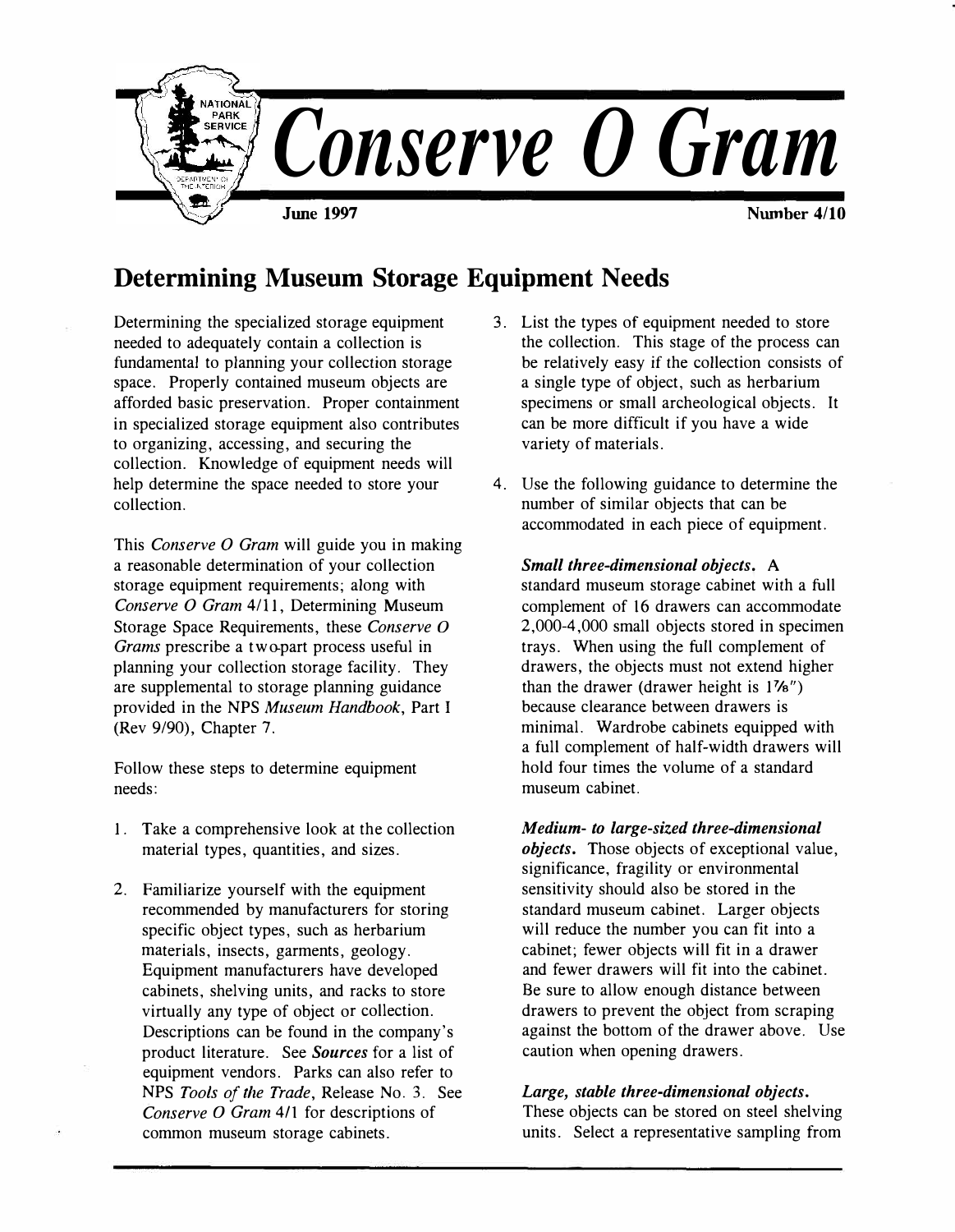# Conserve O Gram

**June 1997** **Number 4/10**

## Determining Museum Storage Equipment Needs

Determining the specialized storage equipment needed to adequately contain a collection is fundamental to planning your collection storage space. Properly contained museum objects are afforded basic preservation. Proper containment in specialized storage equipment also contributes to organizing, accessing, and securing the collection. Knowledge of equipment needs will help determine the space needed to store your collection.

This *Conserve O Gram* will guide you in making a reasonable determination of your collection storage equipment requirements; along with *Conserve O Gram* 4/11, Determining Museum Storage Space Requirements, these *Conserve O Grams* prescribe a two-part process useful in planning your collection storage facility. They are supplemental to storage planning guidance provided in the NPS *Museum Handbook*, Part I (Rev 9/90), Chapter 7.

Follow these steps to determine equipment needs:

1. Take a comprehensive look at the collection material types, quantities, and sizes.

2. Familiarize yourself with the equipment recommended by manufacturers for storing specific object types, such as herbarium materials, insects, garments, geology. Equipment manufacturers have developed cabinets, shelving units, and racks to store virtually any type of object or collection. Descriptions can be found in the company's product literature. See ***Sources*** for a list of equipment vendors. Parks can also refer to NPS *Tools of the Trade*, Release No. 3. See *Conserve O Gram* 4/1 for descriptions of common museum storage cabinets.

3. List the types of equipment needed to store the collection. This stage of the process can be relatively easy if the collection consists of a single type of object, such as herbarium specimens or small archeological objects. It can be more difficult if you have a wide variety of materials.

4. Use the following guidance to determine the number of similar objects that can be accommodated in each piece of equipment.

   ***Small three-dimensional objects.*** A standard museum storage cabinet with a full complement of 16 drawers can accommodate 2,000-4,000 small objects stored in specimen trays. When using the full complement of drawers, the objects must not extend higher than the drawer (drawer height is 1⅞") because clearance between drawers is minimal. Wardrobe cabinets equipped with a full complement of half-width drawers will hold four times the volume of a standard museum cabinet.

   ***Medium- to large-sized three-dimensional objects.*** Those objects of exceptional value, significance, fragility or environmental sensitivity should also be stored in the standard museum cabinet. Larger objects will reduce the number you can fit into a cabinet; fewer objects will fit in a drawer and fewer drawers will fit into the cabinet. Be sure to allow enough distance between drawers to prevent the object from scraping against the bottom of the drawer above. Use caution when opening drawers.

   ***Large, stable three-dimensional objects.*** These objects can be stored on steel shelving units. Select a representative sampling from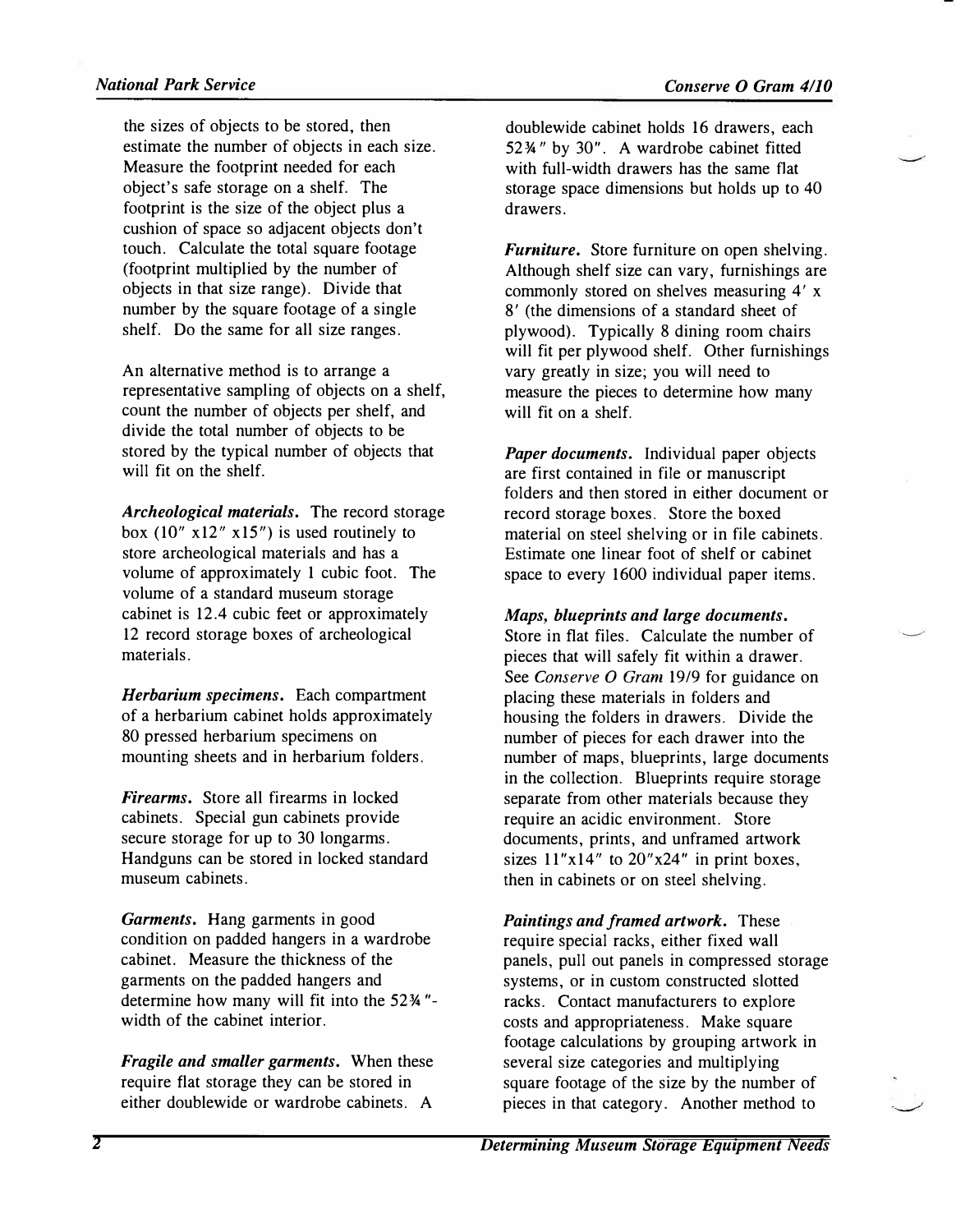the sizes of objects to be stored, then estimate the number of objects in each size. Measure the footprint needed for each object's safe storage on a shelf. The footprint is the size of the object plus a cushion of space so adjacent objects don't touch. Calculate the total square footage (footprint multiplied by the number of objects in that size range). Divide that number by the square footage of a single shelf. Do the same for all size ranges.

An alternative method is to arrange a representative sampling of objects on a shelf, count the number of objects per shelf, and divide the total number of objects to be stored by the typical number of objects that will fit on the shelf.

***Archeological materials.*** The record storage box (10" x12" x15") is used routinely to store archeological materials and has a volume of approximately 1 cubic foot. The volume of a standard museum storage cabinet is 12.4 cubic feet or approximately 12 record storage boxes of archeological materials.

***Herbarium specimens.*** Each compartment of a herbarium cabinet holds approximately 80 pressed herbarium specimens on mounting sheets and in herbarium folders.

***Firearms.*** Store all firearms in locked cabinets. Special gun cabinets provide secure storage for up to 30 longarms. Handguns can be stored in locked standard museum cabinets.

***Garments.*** Hang garments in good condition on padded hangers in a wardrobe cabinet. Measure the thickness of the garments on the padded hangers and determine how many will fit into the 52¾"-width of the cabinet interior.

***Fragile and smaller garments.*** When these require flat storage they can be stored in either doublewide or wardrobe cabinets. A doublewide cabinet holds 16 drawers, each 52¾" by 30". A wardrobe cabinet fitted with full-width drawers has the same flat storage space dimensions but holds up to 40 drawers.

***Furniture.*** Store furniture on open shelving. Although shelf size can vary, furnishings are commonly stored on shelves measuring 4' x 8' (the dimensions of a standard sheet of plywood). Typically 8 dining room chairs will fit per plywood shelf. Other furnishings vary greatly in size; you will need to measure the pieces to determine how many will fit on a shelf.

***Paper documents.*** Individual paper objects are first contained in file or manuscript folders and then stored in either document or record storage boxes. Store the boxed material on steel shelving or in file cabinets. Estimate one linear foot of shelf or cabinet space to every 1600 individual paper items.

***Maps, blueprints and large documents.*** Store in flat files. Calculate the number of pieces that will safely fit within a drawer. See *Conserve O Gram* 19/9 for guidance on placing these materials in folders and housing the folders in drawers. Divide the number of pieces for each drawer into the number of maps, blueprints, large documents in the collection. Blueprints require storage separate from other materials because they require an acidic environment. Store documents, prints, and unframed artwork sizes 11"x14" to 20"x24" in print boxes, then in cabinets or on steel shelving.

***Paintings and framed artwork.*** These require special racks, either fixed wall panels, pull out panels in compressed storage systems, or in custom constructed slotted racks. Contact manufacturers to explore costs and appropriateness. Make square footage calculations by grouping artwork in several size categories and multiplying square footage of the size by the number of pieces in that category. Another method to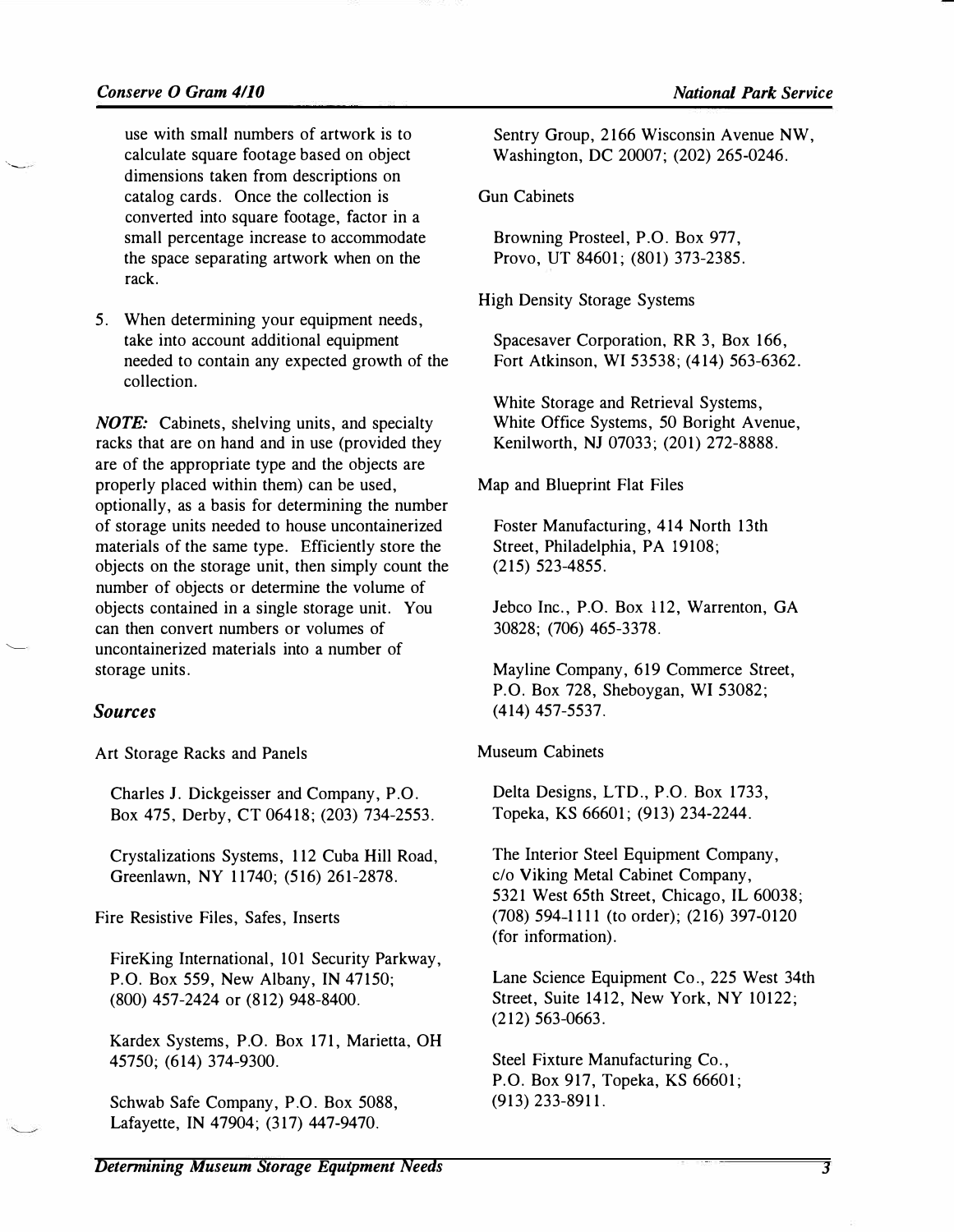use with small numbers of artwork is to calculate square footage based on object dimensions taken from descriptions on catalog cards. Once the collection is converted into square footage, factor in a small percentage increase to accommodate the space separating artwork when on the rack.

5. When determining your equipment needs, take into account additional equipment needed to contain any expected growth of the collection.

*NOTE:* Cabinets, shelving units, and specialty racks that are on hand and in use (provided they are of the appropriate type and the objects are properly placed within them) can be used, optionally, as a basis for determining the number of storage units needed to house uncontainerized materials of the same type. Efficiently store the objects on the storage unit, then simply count the number of objects or determine the volume of objects contained in a single storage unit. You can then convert numbers or volumes of uncontainerized materials into a number of storage units.

## Sources

Art Storage Racks and Panels

Charles J. Dickgeisser and Company, P.O. Box 475, Derby, CT 06418; (203) 734-2553.

Crystalizations Systems, 112 Cuba Hill Road, Greenlawn, NY 11740; (516) 261-2878.

Fire Resistive Files, Safes, Inserts

FireKing International, 101 Security Parkway, P.O. Box 559, New Albany, IN 47150; (800) 457-2424 or (812) 948-8400.

Kardex Systems, P.O. Box 171, Marietta, OH 45750; (614) 374-9300.

Schwab Safe Company, P.O. Box 5088, Lafayette, IN 47904; (317) 447-9470.

Sentry Group, 2166 Wisconsin Avenue NW, Washington, DC 20007; (202) 265-0246.

Gun Cabinets

Browning Prosteel, P.O. Box 977, Provo, UT 84601; (801) 373-2385.

High Density Storage Systems

Spacesaver Corporation, RR 3, Box 166, Fort Atkinson, WI 53538; (414) 563-6362.

White Storage and Retrieval Systems, White Office Systems, 50 Boright Avenue, Kenilworth, NJ 07033; (201) 272-8888.

Map and Blueprint Flat Files

Foster Manufacturing, 414 North 13th Street, Philadelphia, PA 19108; (215) 523-4855.

Jebco Inc., P.O. Box 112, Warrenton, GA 30828; (706) 465-3378.

Mayline Company, 619 Commerce Street, P.O. Box 728, Sheboygan, WI 53082; (414) 457-5537.

Museum Cabinets

Delta Designs, LTD., P.O. Box 1733, Topeka, KS 66601; (913) 234-2244.

The Interior Steel Equipment Company, c/o Viking Metal Cabinet Company, 5321 West 65th Street, Chicago, IL 60038; (708) 594-1111 (to order); (216) 397-0120 (for information).

Lane Science Equipment Co., 225 West 34th Street, Suite 1412, New York, NY 10122; (212) 563-0663.

Steel Fixture Manufacturing Co., P.O. Box 917, Topeka, KS 66601; (913) 233-8911.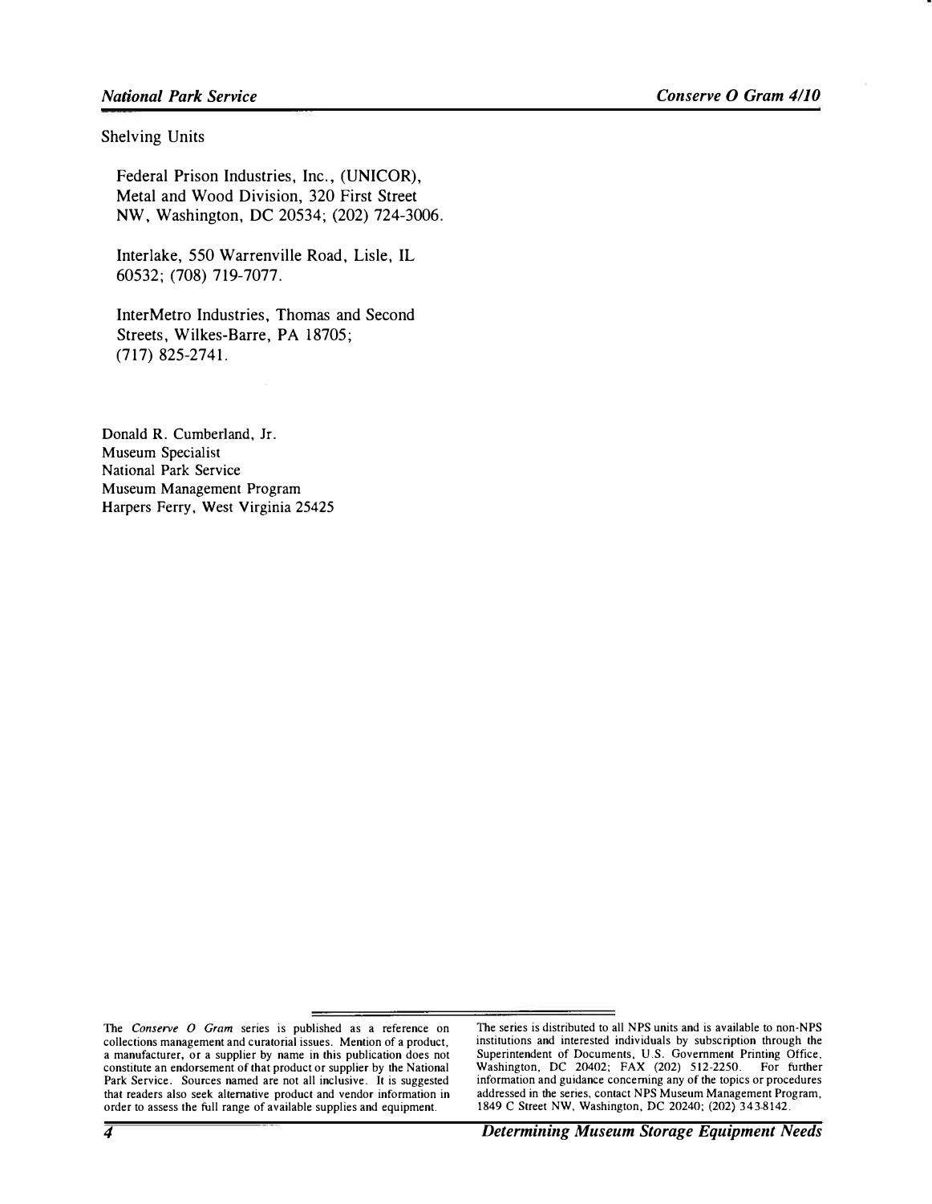Shelving Units

Federal Prison Industries, Inc., (UNICOR), Metal and Wood Division, 320 First Street NW, Washington, DC 20534; (202) 724-3006.

Interlake, 550 Warrenville Road, Lisle, IL 60532; (708) 719-7077.

InterMetro Industries, Thomas and Second Streets, Wilkes-Barre, PA 18705; (717) 825-2741.

Donald R. Cumberland, Jr.
Museum Specialist
National Park Service
Museum Management Program
Harpers Ferry, West Virginia 25425

The *Conserve O Gram* series is published as a reference on collections management and curatorial issues. Mention of a product, a manufacturer, or a supplier by name in this publication does not constitute an endorsement of that product or supplier by the National Park Service. Sources named are not all inclusive. It is suggested that readers also seek alternative product and vendor information in order to assess the full range of available supplies and equipment.

The series is distributed to all NPS units and is available to non-NPS institutions and interested individuals by subscription through the Superintendent of Documents, U.S. Government Printing Office, Washington, DC 20402; FAX (202) 512-2250. For further information and guidance concerning any of the topics or procedures addressed in the series, contact NPS Museum Management Program, 1849 C Street NW, Washington, DC 20240; (202) 343-8142.